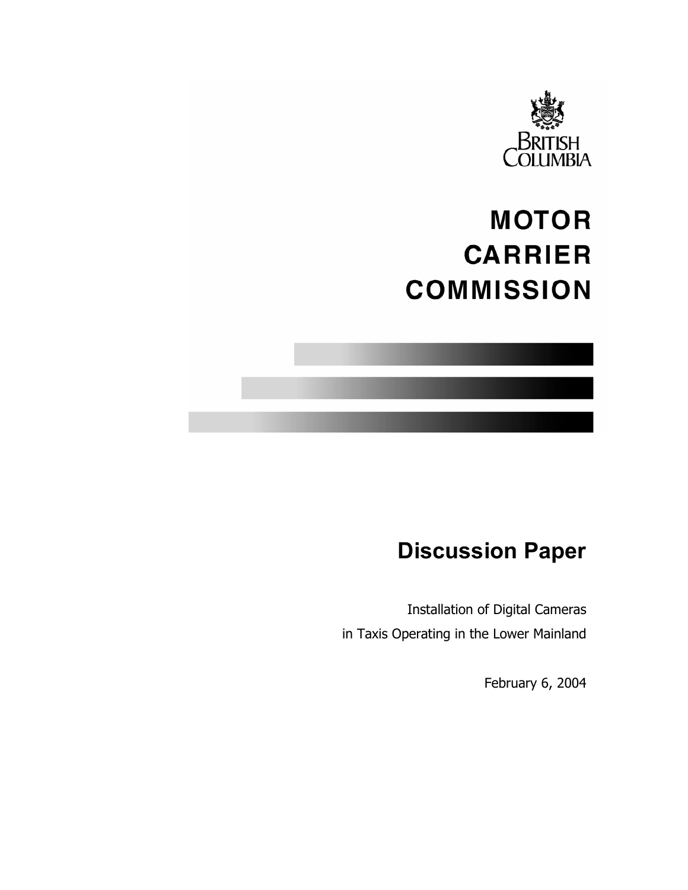BRITISH COLUMBIA

# MOTOR CARRIER COMMISSION

## Discussion Paper

Installation of Digital Cameras in Taxis Operating in the Lower Mainland

February 6, 2004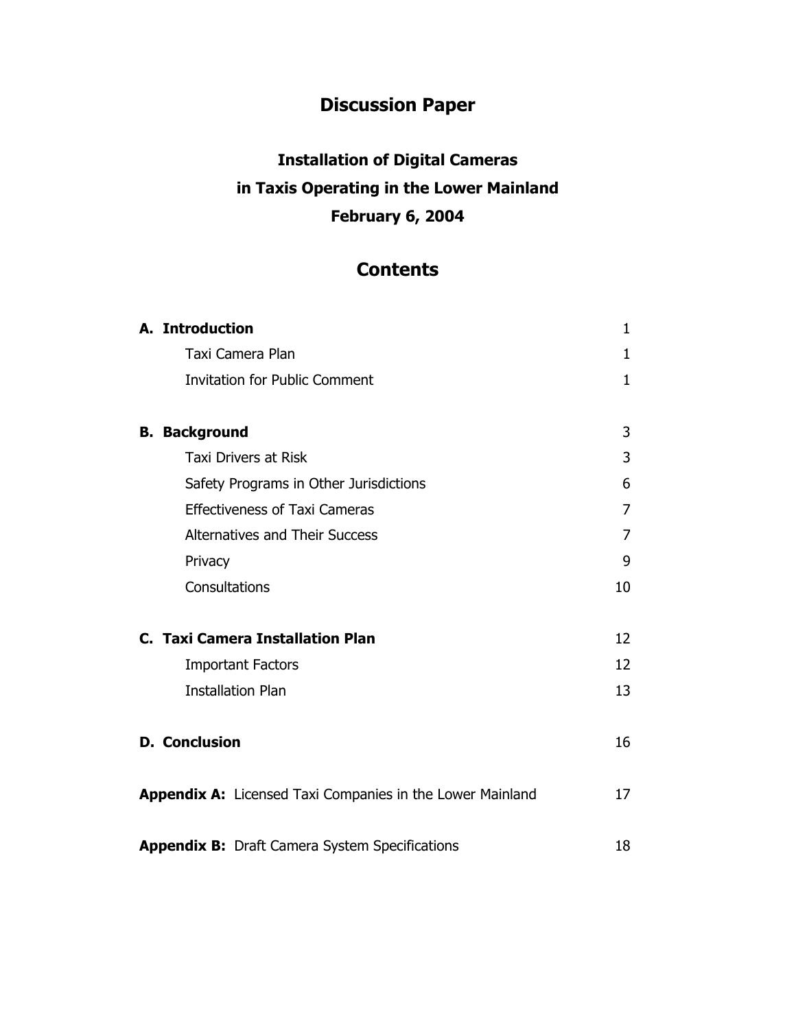# Discussion Paper

## Installation of Digital Cameras in Taxis Operating in the Lower Mainland February 6, 2004

## Contents

| | |
|---|---|
| **A. Introduction** | 1 |
| Taxi Camera Plan | 1 |
| Invitation for Public Comment | 1 |
| **B. Background** | 3 |
| Taxi Drivers at Risk | 3 |
| Safety Programs in Other Jurisdictions | 6 |
| Effectiveness of Taxi Cameras | 7 |
| Alternatives and Their Success | 7 |
| Privacy | 9 |
| Consultations | 10 |
| **C. Taxi Camera Installation Plan** | 12 |
| Important Factors | 12 |
| Installation Plan | 13 |
| **D. Conclusion** | 16 |
| **Appendix A:** Licensed Taxi Companies in the Lower Mainland | 17 |
| **Appendix B:** Draft Camera System Specifications | 18 |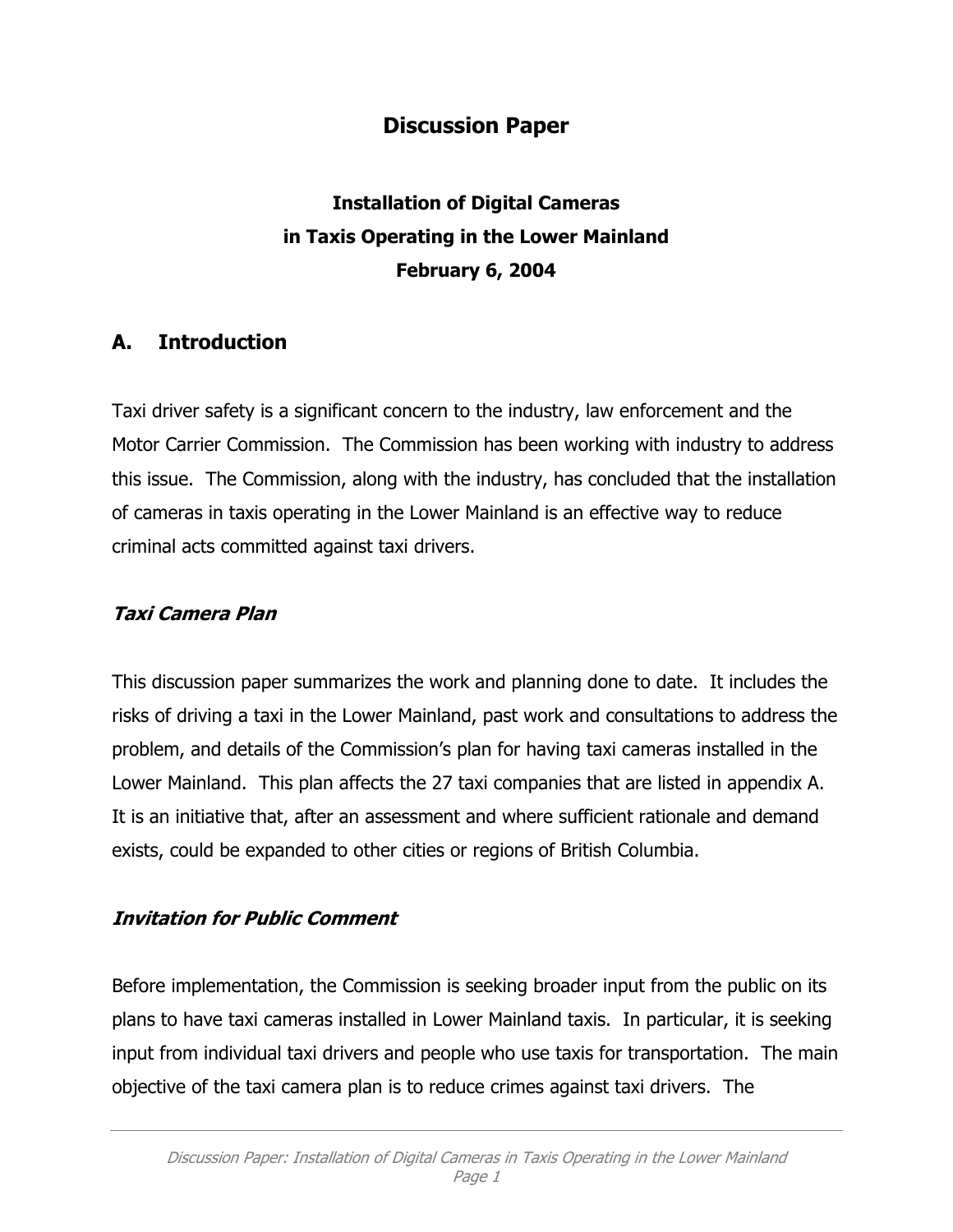# Discussion Paper

## Installation of Digital Cameras in Taxis Operating in the Lower Mainland February 6, 2004

## A. Introduction

Taxi driver safety is a significant concern to the industry, law enforcement and the Motor Carrier Commission. The Commission has been working with industry to address this issue. The Commission, along with the industry, has concluded that the installation of cameras in taxis operating in the Lower Mainland is an effective way to reduce criminal acts committed against taxi drivers.

### *Taxi Camera Plan*

This discussion paper summarizes the work and planning done to date. It includes the risks of driving a taxi in the Lower Mainland, past work and consultations to address the problem, and details of the Commission's plan for having taxi cameras installed in the Lower Mainland. This plan affects the 27 taxi companies that are listed in appendix A. It is an initiative that, after an assessment and where sufficient rationale and demand exists, could be expanded to other cities or regions of British Columbia.

### *Invitation for Public Comment*

Before implementation, the Commission is seeking broader input from the public on its plans to have taxi cameras installed in Lower Mainland taxis. In particular, it is seeking input from individual taxi drivers and people who use taxis for transportation. The main objective of the taxi camera plan is to reduce crimes against taxi drivers. The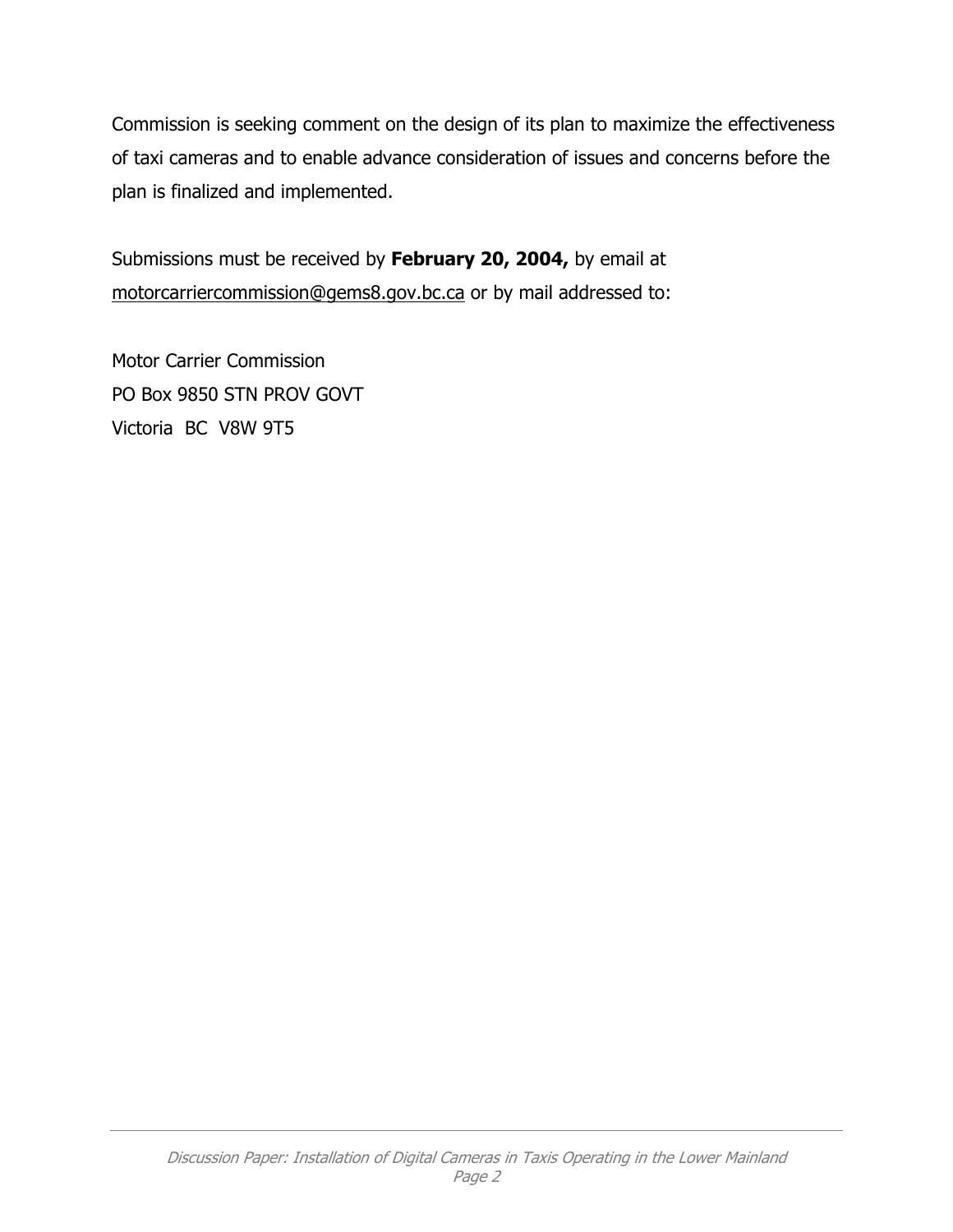Commission is seeking comment on the design of its plan to maximize the effectiveness of taxi cameras and to enable advance consideration of issues and concerns before the plan is finalized and implemented.

Submissions must be received by **February 20, 2004,** by email at motorcarriercommission@gems8.gov.bc.ca or by mail addressed to:

Motor Carrier Commission
PO Box 9850 STN PROV GOVT
Victoria BC V8W 9T5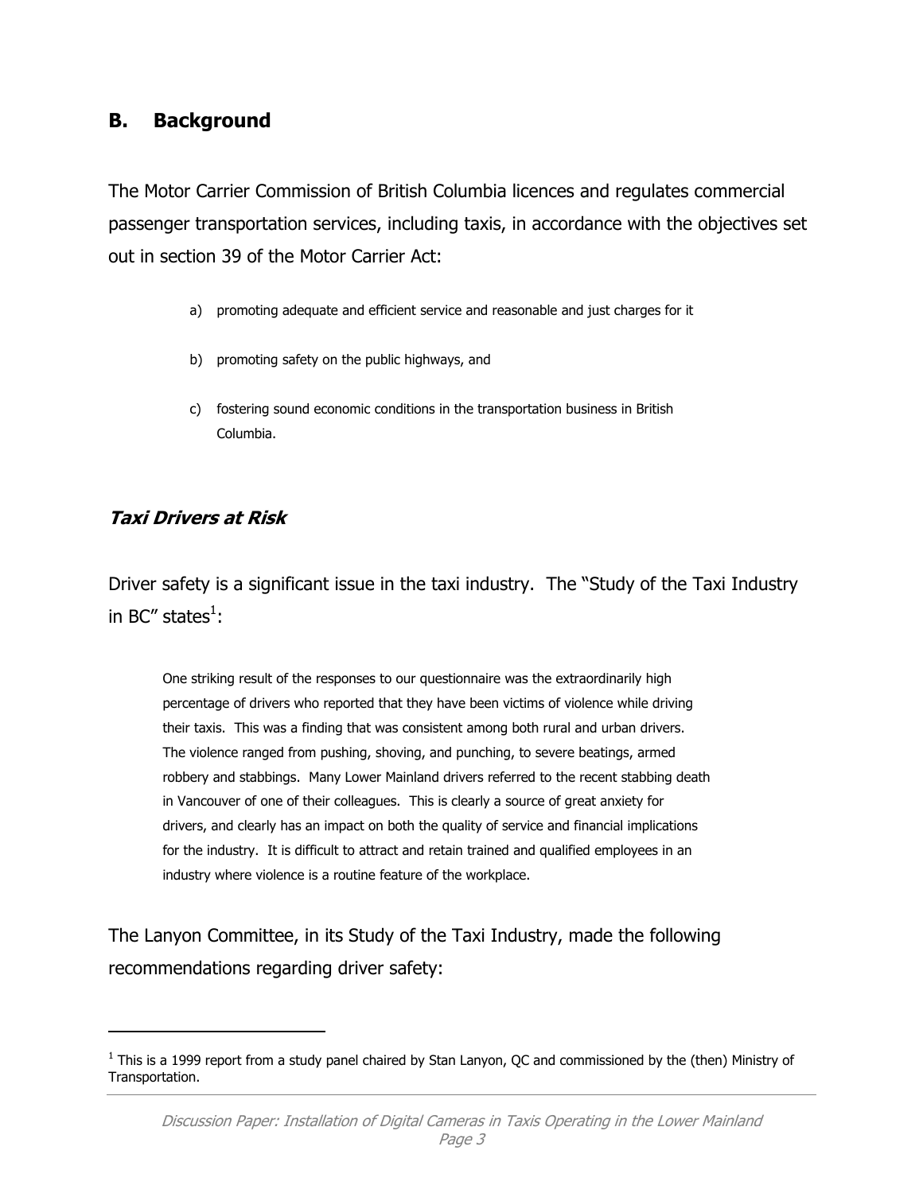## B. Background

The Motor Carrier Commission of British Columbia licences and regulates commercial passenger transportation services, including taxis, in accordance with the objectives set out in section 39 of the Motor Carrier Act:

a) promoting adequate and efficient service and reasonable and just charges for it

b) promoting safety on the public highways, and

c) fostering sound economic conditions in the transportation business in British Columbia.

### *Taxi Drivers at Risk*

Driver safety is a significant issue in the taxi industry. The "Study of the Taxi Industry in BC" states[1]:

> One striking result of the responses to our questionnaire was the extraordinarily high percentage of drivers who reported that they have been victims of violence while driving their taxis. This was a finding that was consistent among both rural and urban drivers. The violence ranged from pushing, shoving, and punching, to severe beatings, armed robbery and stabbings. Many Lower Mainland drivers referred to the recent stabbing death in Vancouver of one of their colleagues. This is clearly a source of great anxiety for drivers, and clearly has an impact on both the quality of service and financial implications for the industry. It is difficult to attract and retain trained and qualified employees in an industry where violence is a routine feature of the workplace.

The Lanyon Committee, in its Study of the Taxi Industry, made the following recommendations regarding driver safety:

---

[1] This is a 1999 report from a study panel chaired by Stan Lanyon, QC and commissioned by the (then) Ministry of Transportation.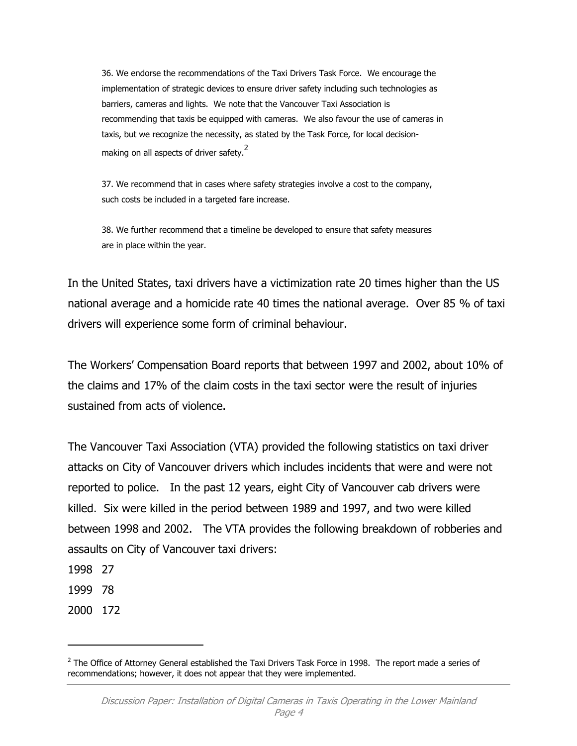> 36. We endorse the recommendations of the Taxi Drivers Task Force. We encourage the implementation of strategic devices to ensure driver safety including such technologies as barriers, cameras and lights. We note that the Vancouver Taxi Association is recommending that taxis be equipped with cameras. We also favour the use of cameras in taxis, but we recognize the necessity, as stated by the Task Force, for local decision-making on all aspects of driver safety.[2]
>
> 37. We recommend that in cases where safety strategies involve a cost to the company, such costs be included in a targeted fare increase.
>
> 38. We further recommend that a timeline be developed to ensure that safety measures are in place within the year.

In the United States, taxi drivers have a victimization rate 20 times higher than the US national average and a homicide rate 40 times the national average. Over 85 % of taxi drivers will experience some form of criminal behaviour.

The Workers' Compensation Board reports that between 1997 and 2002, about 10% of the claims and 17% of the claim costs in the taxi sector were the result of injuries sustained from acts of violence.

The Vancouver Taxi Association (VTA) provided the following statistics on taxi driver attacks on City of Vancouver drivers which includes incidents that were and were not reported to police. In the past 12 years, eight City of Vancouver cab drivers were killed. Six were killed in the period between 1989 and 1997, and two were killed between 1998 and 2002. The VTA provides the following breakdown of robberies and assaults on City of Vancouver taxi drivers:

1998 27

1999 78

2000 172

---

[2] The Office of Attorney General established the Taxi Drivers Task Force in 1998. The report made a series of recommendations; however, it does not appear that they were implemented.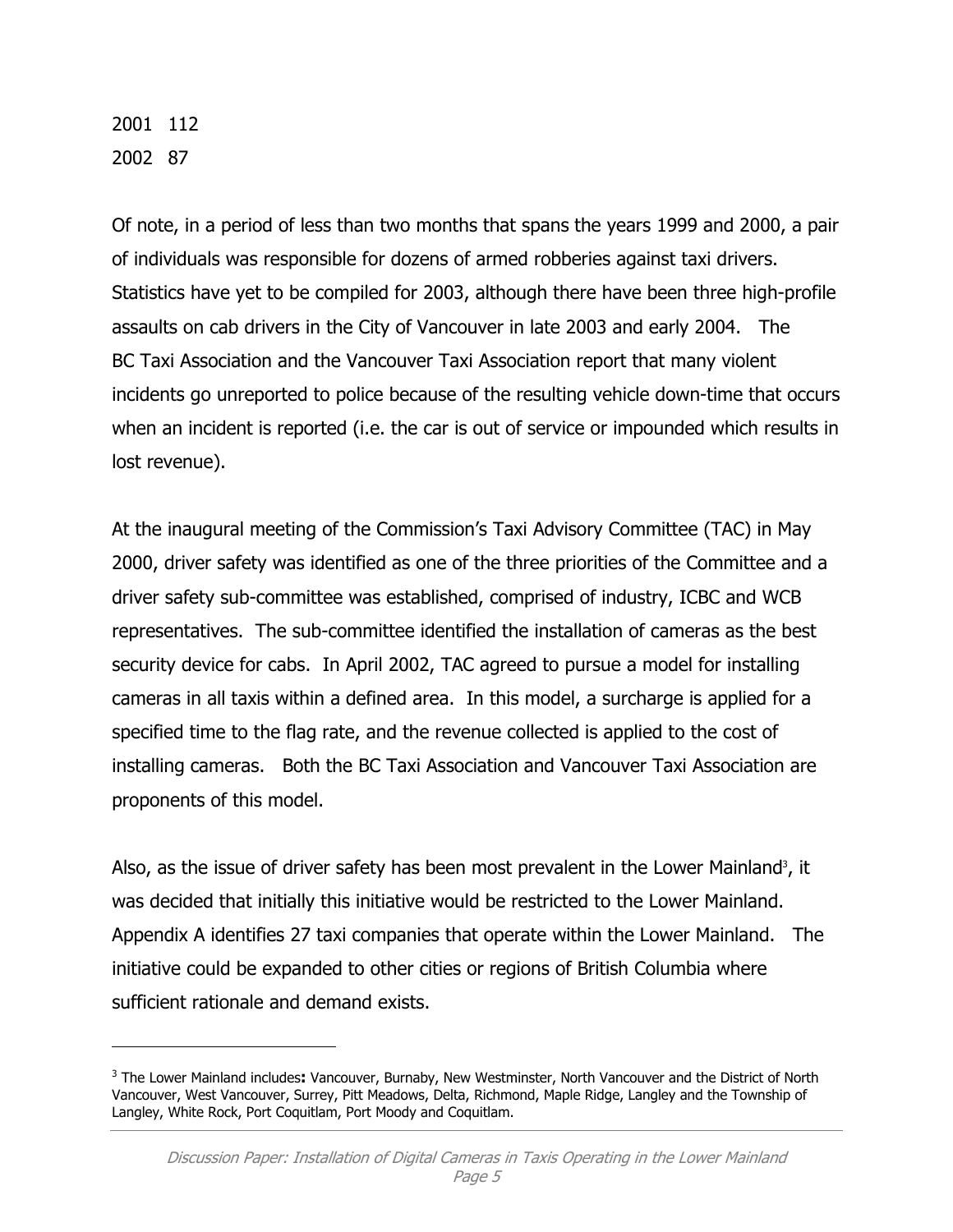2001 112

2002 87

Of note, in a period of less than two months that spans the years 1999 and 2000, a pair of individuals was responsible for dozens of armed robberies against taxi drivers. Statistics have yet to be compiled for 2003, although there have been three high-profile assaults on cab drivers in the City of Vancouver in late 2003 and early 2004. The BC Taxi Association and the Vancouver Taxi Association report that many violent incidents go unreported to police because of the resulting vehicle down-time that occurs when an incident is reported (i.e. the car is out of service or impounded which results in lost revenue).

At the inaugural meeting of the Commission's Taxi Advisory Committee (TAC) in May 2000, driver safety was identified as one of the three priorities of the Committee and a driver safety sub-committee was established, comprised of industry, ICBC and WCB representatives. The sub-committee identified the installation of cameras as the best security device for cabs. In April 2002, TAC agreed to pursue a model for installing cameras in all taxis within a defined area. In this model, a surcharge is applied for a specified time to the flag rate, and the revenue collected is applied to the cost of installing cameras. Both the BC Taxi Association and Vancouver Taxi Association are proponents of this model.

Also, as the issue of driver safety has been most prevalent in the Lower Mainland[3], it was decided that initially this initiative would be restricted to the Lower Mainland. Appendix A identifies 27 taxi companies that operate within the Lower Mainland. The initiative could be expanded to other cities or regions of British Columbia where sufficient rationale and demand exists.

---

[3] The Lower Mainland includes**:** Vancouver, Burnaby, New Westminster, North Vancouver and the District of North Vancouver, West Vancouver, Surrey, Pitt Meadows, Delta, Richmond, Maple Ridge, Langley and the Township of Langley, White Rock, Port Coquitlam, Port Moody and Coquitlam.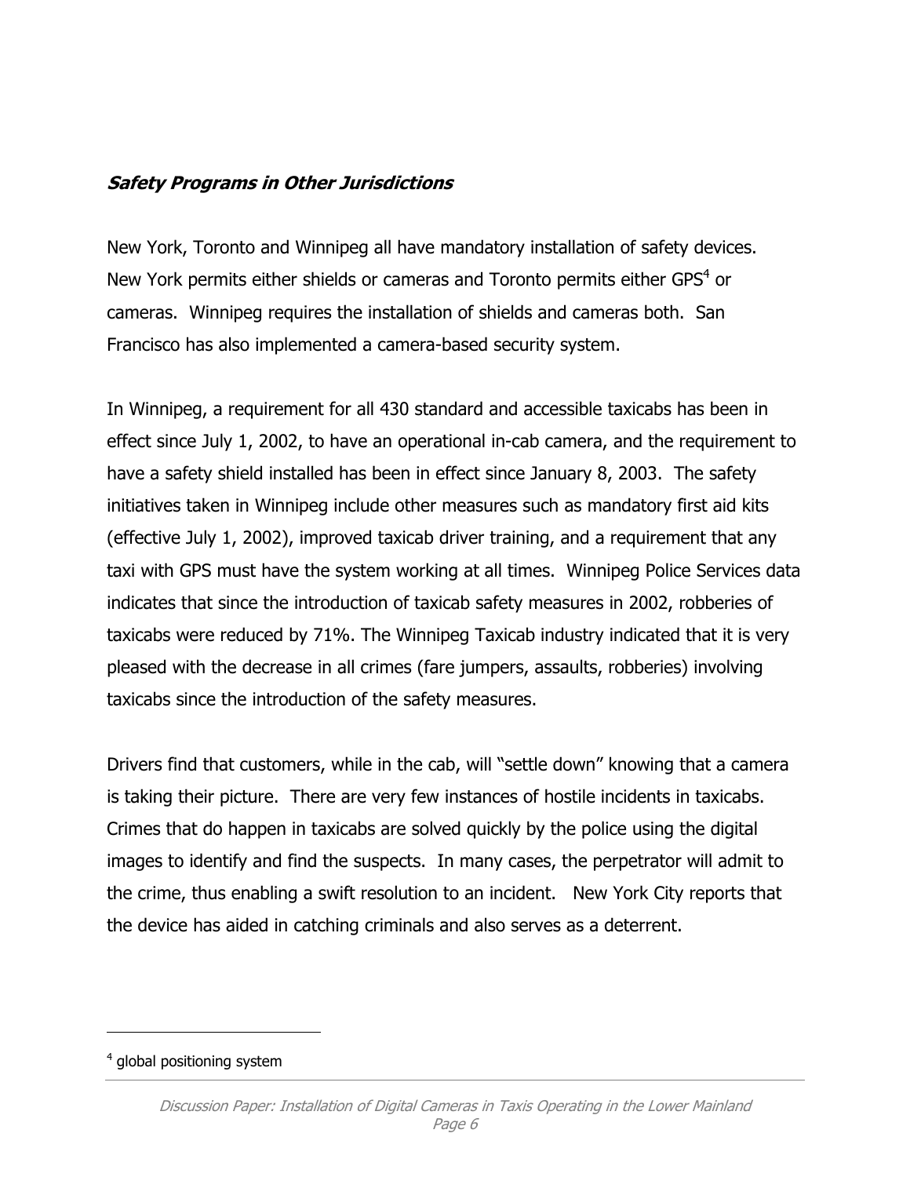### ***Safety Programs in Other Jurisdictions***

New York, Toronto and Winnipeg all have mandatory installation of safety devices. New York permits either shields or cameras and Toronto permits either GPS[4] or cameras. Winnipeg requires the installation of shields and cameras both. San Francisco has also implemented a camera-based security system.

In Winnipeg, a requirement for all 430 standard and accessible taxicabs has been in effect since July 1, 2002, to have an operational in-cab camera, and the requirement to have a safety shield installed has been in effect since January 8, 2003. The safety initiatives taken in Winnipeg include other measures such as mandatory first aid kits (effective July 1, 2002), improved taxicab driver training, and a requirement that any taxi with GPS must have the system working at all times. Winnipeg Police Services data indicates that since the introduction of taxicab safety measures in 2002, robberies of taxicabs were reduced by 71%. The Winnipeg Taxicab industry indicated that it is very pleased with the decrease in all crimes (fare jumpers, assaults, robberies) involving taxicabs since the introduction of the safety measures.

Drivers find that customers, while in the cab, will "settle down" knowing that a camera is taking their picture. There are very few instances of hostile incidents in taxicabs. Crimes that do happen in taxicabs are solved quickly by the police using the digital images to identify and find the suspects. In many cases, the perpetrator will admit to the crime, thus enabling a swift resolution to an incident. New York City reports that the device has aided in catching criminals and also serves as a deterrent.

---

[4] global positioning system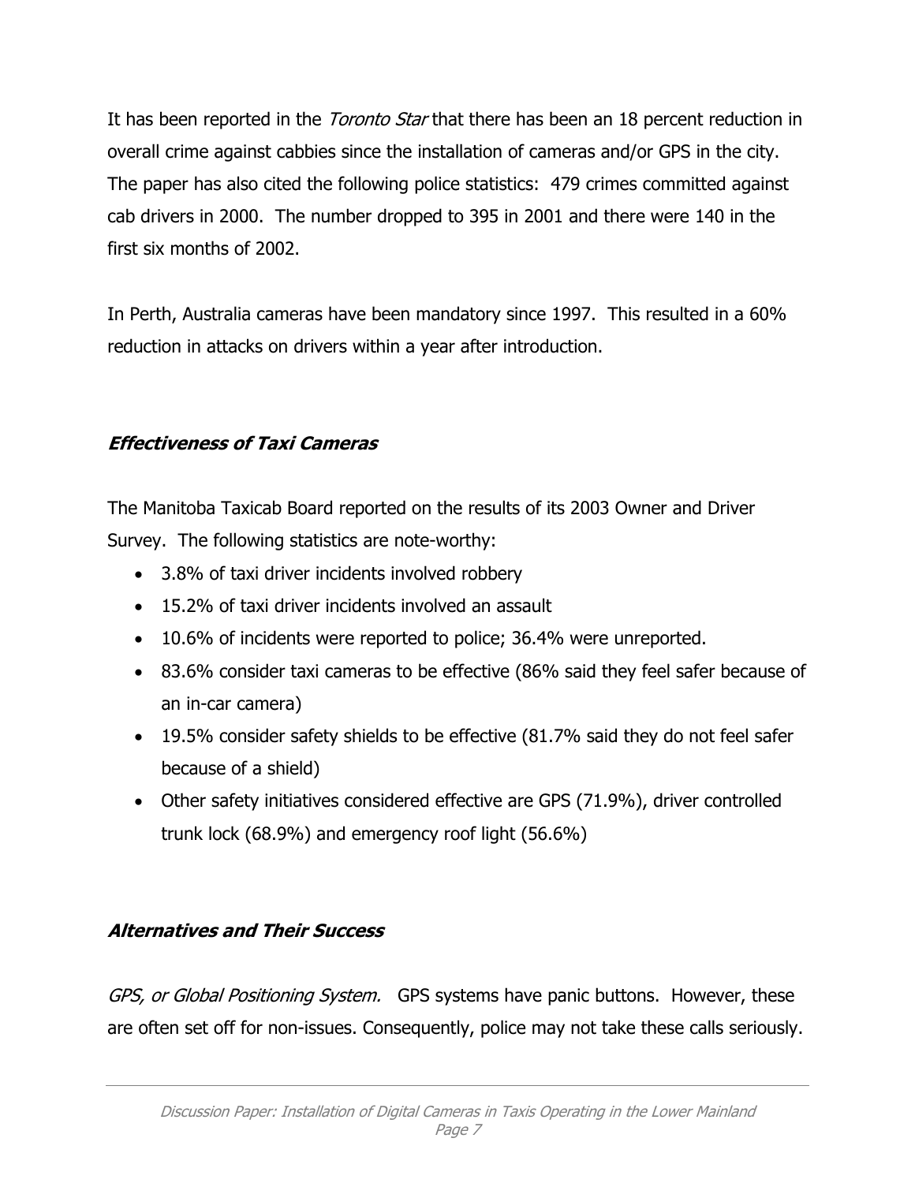It has been reported in the *Toronto Star* that there has been an 18 percent reduction in overall crime against cabbies since the installation of cameras and/or GPS in the city. The paper has also cited the following police statistics: 479 crimes committed against cab drivers in 2000. The number dropped to 395 in 2001 and there were 140 in the first six months of 2002.

In Perth, Australia cameras have been mandatory since 1997. This resulted in a 60% reduction in attacks on drivers within a year after introduction.

### *Effectiveness of Taxi Cameras*

The Manitoba Taxicab Board reported on the results of its 2003 Owner and Driver Survey. The following statistics are note-worthy:

- 3.8% of taxi driver incidents involved robbery
- 15.2% of taxi driver incidents involved an assault
- 10.6% of incidents were reported to police; 36.4% were unreported.
- 83.6% consider taxi cameras to be effective (86% said they feel safer because of an in-car camera)
- 19.5% consider safety shields to be effective (81.7% said they do not feel safer because of a shield)
- Other safety initiatives considered effective are GPS (71.9%), driver controlled trunk lock (68.9%) and emergency roof light (56.6%)

### *Alternatives and Their Success*

*GPS, or Global Positioning System.* GPS systems have panic buttons. However, these are often set off for non-issues. Consequently, police may not take these calls seriously.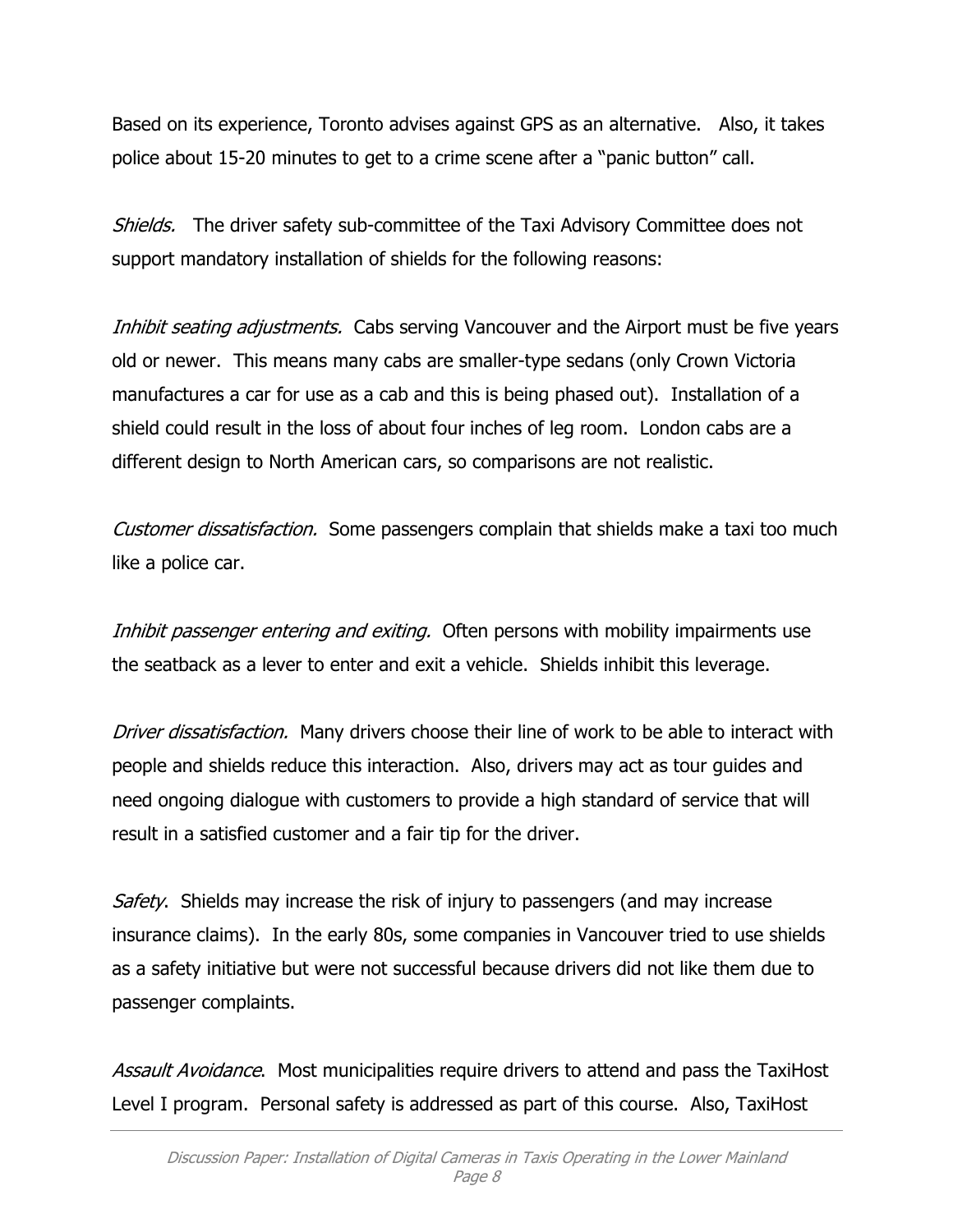Based on its experience, Toronto advises against GPS as an alternative. Also, it takes police about 15-20 minutes to get to a crime scene after a "panic button" call.

*Shields.* The driver safety sub-committee of the Taxi Advisory Committee does not support mandatory installation of shields for the following reasons:

*Inhibit seating adjustments.* Cabs serving Vancouver and the Airport must be five years old or newer. This means many cabs are smaller-type sedans (only Crown Victoria manufactures a car for use as a cab and this is being phased out). Installation of a shield could result in the loss of about four inches of leg room. London cabs are a different design to North American cars, so comparisons are not realistic.

*Customer dissatisfaction.* Some passengers complain that shields make a taxi too much like a police car.

*Inhibit passenger entering and exiting.* Often persons with mobility impairments use the seatback as a lever to enter and exit a vehicle. Shields inhibit this leverage.

*Driver dissatisfaction.* Many drivers choose their line of work to be able to interact with people and shields reduce this interaction. Also, drivers may act as tour guides and need ongoing dialogue with customers to provide a high standard of service that will result in a satisfied customer and a fair tip for the driver.

*Safety*. Shields may increase the risk of injury to passengers (and may increase insurance claims). In the early 80s, some companies in Vancouver tried to use shields as a safety initiative but were not successful because drivers did not like them due to passenger complaints.

*Assault Avoidance*. Most municipalities require drivers to attend and pass the TaxiHost Level I program. Personal safety is addressed as part of this course. Also, TaxiHost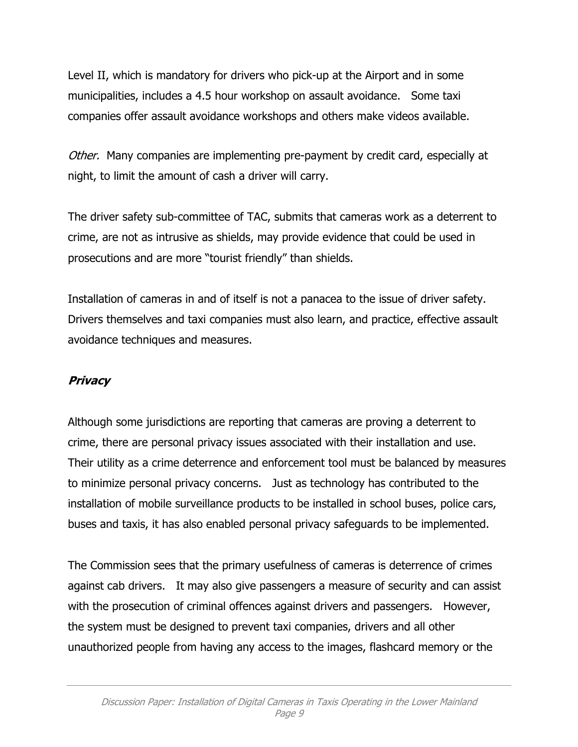Level II, which is mandatory for drivers who pick-up at the Airport and in some municipalities, includes a 4.5 hour workshop on assault avoidance. Some taxi companies offer assault avoidance workshops and others make videos available.

*Other.* Many companies are implementing pre-payment by credit card, especially at night, to limit the amount of cash a driver will carry.

The driver safety sub-committee of TAC, submits that cameras work as a deterrent to crime, are not as intrusive as shields, may provide evidence that could be used in prosecutions and are more "tourist friendly" than shields.

Installation of cameras in and of itself is not a panacea to the issue of driver safety. Drivers themselves and taxi companies must also learn, and practice, effective assault avoidance techniques and measures.

### ***Privacy***

Although some jurisdictions are reporting that cameras are proving a deterrent to crime, there are personal privacy issues associated with their installation and use. Their utility as a crime deterrence and enforcement tool must be balanced by measures to minimize personal privacy concerns. Just as technology has contributed to the installation of mobile surveillance products to be installed in school buses, police cars, buses and taxis, it has also enabled personal privacy safeguards to be implemented.

The Commission sees that the primary usefulness of cameras is deterrence of crimes against cab drivers. It may also give passengers a measure of security and can assist with the prosecution of criminal offences against drivers and passengers. However, the system must be designed to prevent taxi companies, drivers and all other unauthorized people from having any access to the images, flashcard memory or the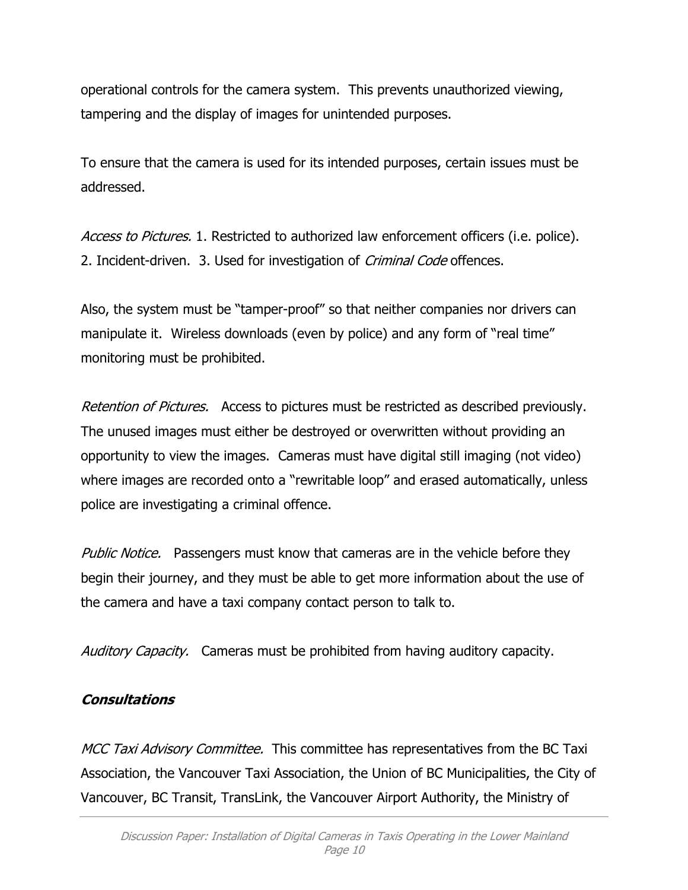operational controls for the camera system. This prevents unauthorized viewing, tampering and the display of images for unintended purposes.

To ensure that the camera is used for its intended purposes, certain issues must be addressed.

*Access to Pictures.* 1. Restricted to authorized law enforcement officers (i.e. police). 2. Incident-driven. 3. Used for investigation of *Criminal Code* offences.

Also, the system must be "tamper-proof" so that neither companies nor drivers can manipulate it. Wireless downloads (even by police) and any form of "real time" monitoring must be prohibited.

*Retention of Pictures.* Access to pictures must be restricted as described previously. The unused images must either be destroyed or overwritten without providing an opportunity to view the images. Cameras must have digital still imaging (not video) where images are recorded onto a "rewritable loop" and erased automatically, unless police are investigating a criminal offence.

*Public Notice.* Passengers must know that cameras are in the vehicle before they begin their journey, and they must be able to get more information about the use of the camera and have a taxi company contact person to talk to.

*Auditory Capacity.* Cameras must be prohibited from having auditory capacity.

### ***Consultations***

*MCC Taxi Advisory Committee.* This committee has representatives from the BC Taxi Association, the Vancouver Taxi Association, the Union of BC Municipalities, the City of Vancouver, BC Transit, TransLink, the Vancouver Airport Authority, the Ministry of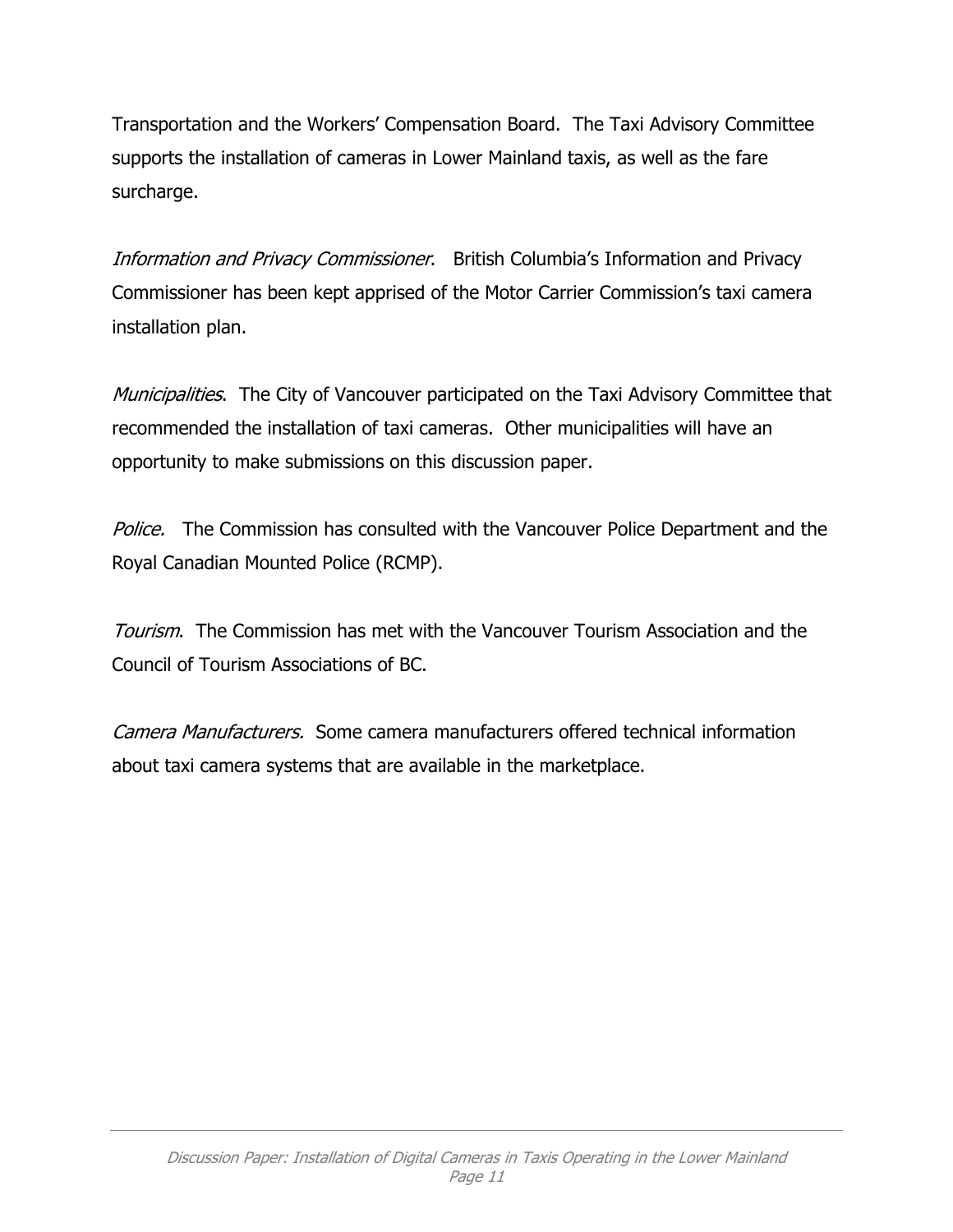Transportation and the Workers' Compensation Board.  The Taxi Advisory Committee supports the installation of cameras in Lower Mainland taxis, as well as the fare surcharge.

*Information and Privacy Commissioner*.   British Columbia's Information and Privacy Commissioner has been kept apprised of the Motor Carrier Commission's taxi camera installation plan.

*Municipalities*.  The City of Vancouver participated on the Taxi Advisory Committee that recommended the installation of taxi cameras.  Other municipalities will have an opportunity to make submissions on this discussion paper.

*Police.*   The Commission has consulted with the Vancouver Police Department and the Royal Canadian Mounted Police (RCMP).

*Tourism*.  The Commission has met with the Vancouver Tourism Association and the Council of Tourism Associations of BC.

*Camera Manufacturers.*  Some camera manufacturers offered technical information about taxi camera systems that are available in the marketplace.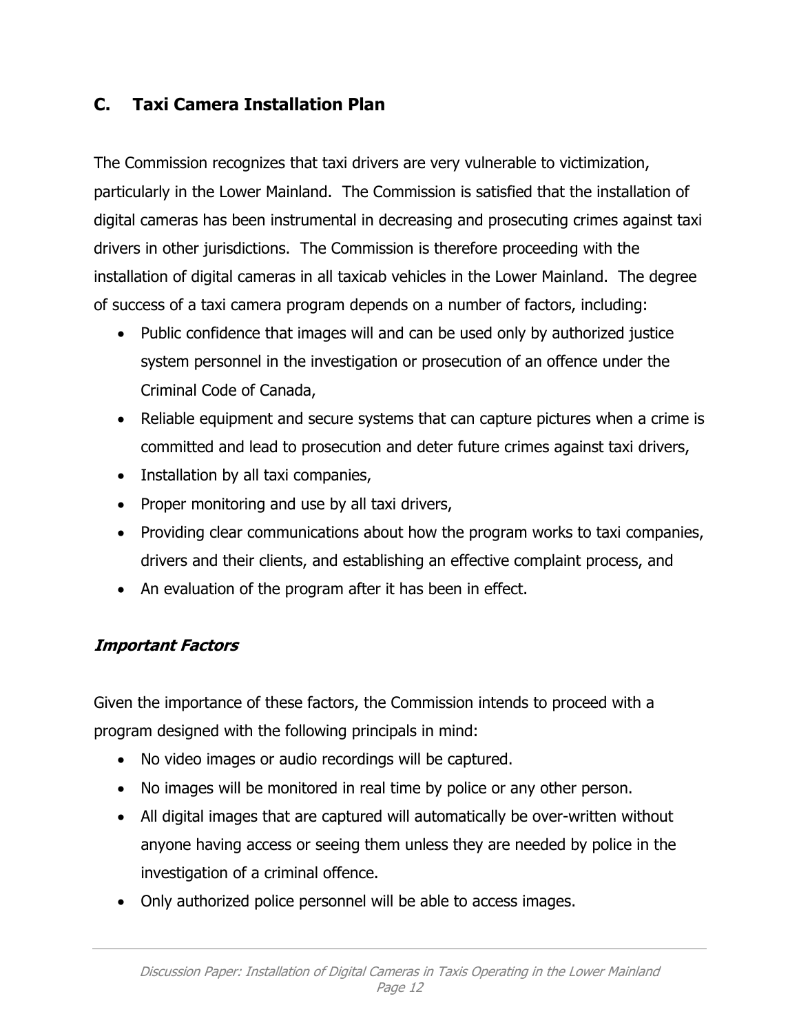## C. Taxi Camera Installation Plan

The Commission recognizes that taxi drivers are very vulnerable to victimization, particularly in the Lower Mainland. The Commission is satisfied that the installation of digital cameras has been instrumental in decreasing and prosecuting crimes against taxi drivers in other jurisdictions. The Commission is therefore proceeding with the installation of digital cameras in all taxicab vehicles in the Lower Mainland. The degree of success of a taxi camera program depends on a number of factors, including:

- Public confidence that images will and can be used only by authorized justice system personnel in the investigation or prosecution of an offence under the Criminal Code of Canada,
- Reliable equipment and secure systems that can capture pictures when a crime is committed and lead to prosecution and deter future crimes against taxi drivers,
- Installation by all taxi companies,
- Proper monitoring and use by all taxi drivers,
- Providing clear communications about how the program works to taxi companies, drivers and their clients, and establishing an effective complaint process, and
- An evaluation of the program after it has been in effect.

### *Important Factors*

Given the importance of these factors, the Commission intends to proceed with a program designed with the following principals in mind:

- No video images or audio recordings will be captured.
- No images will be monitored in real time by police or any other person.
- All digital images that are captured will automatically be over-written without anyone having access or seeing them unless they are needed by police in the investigation of a criminal offence.
- Only authorized police personnel will be able to access images.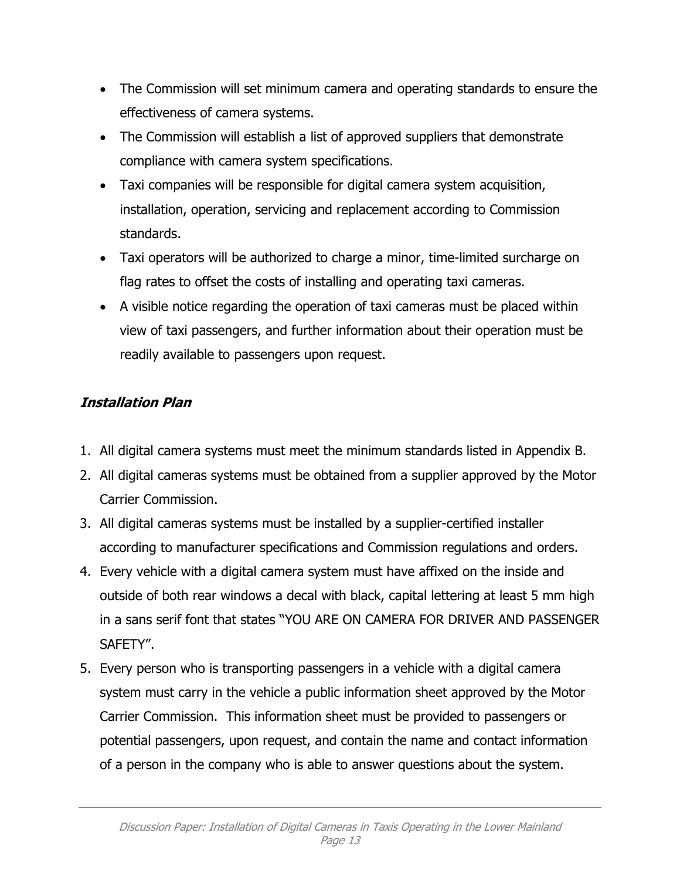- The Commission will set minimum camera and operating standards to ensure the effectiveness of camera systems.
- The Commission will establish a list of approved suppliers that demonstrate compliance with camera system specifications.
- Taxi companies will be responsible for digital camera system acquisition, installation, operation, servicing and replacement according to Commission standards.
- Taxi operators will be authorized to charge a minor, time-limited surcharge on flag rates to offset the costs of installing and operating taxi cameras.
- A visible notice regarding the operation of taxi cameras must be placed within view of taxi passengers, and further information about their operation must be readily available to passengers upon request.

### ***Installation Plan***

1. All digital camera systems must meet the minimum standards listed in Appendix B.
2. All digital cameras systems must be obtained from a supplier approved by the Motor Carrier Commission.
3. All digital cameras systems must be installed by a supplier-certified installer according to manufacturer specifications and Commission regulations and orders.
4. Every vehicle with a digital camera system must have affixed on the inside and outside of both rear windows a decal with black, capital lettering at least 5 mm high in a sans serif font that states "YOU ARE ON CAMERA FOR DRIVER AND PASSENGER SAFETY".
5. Every person who is transporting passengers in a vehicle with a digital camera system must carry in the vehicle a public information sheet approved by the Motor Carrier Commission. This information sheet must be provided to passengers or potential passengers, upon request, and contain the name and contact information of a person in the company who is able to answer questions about the system.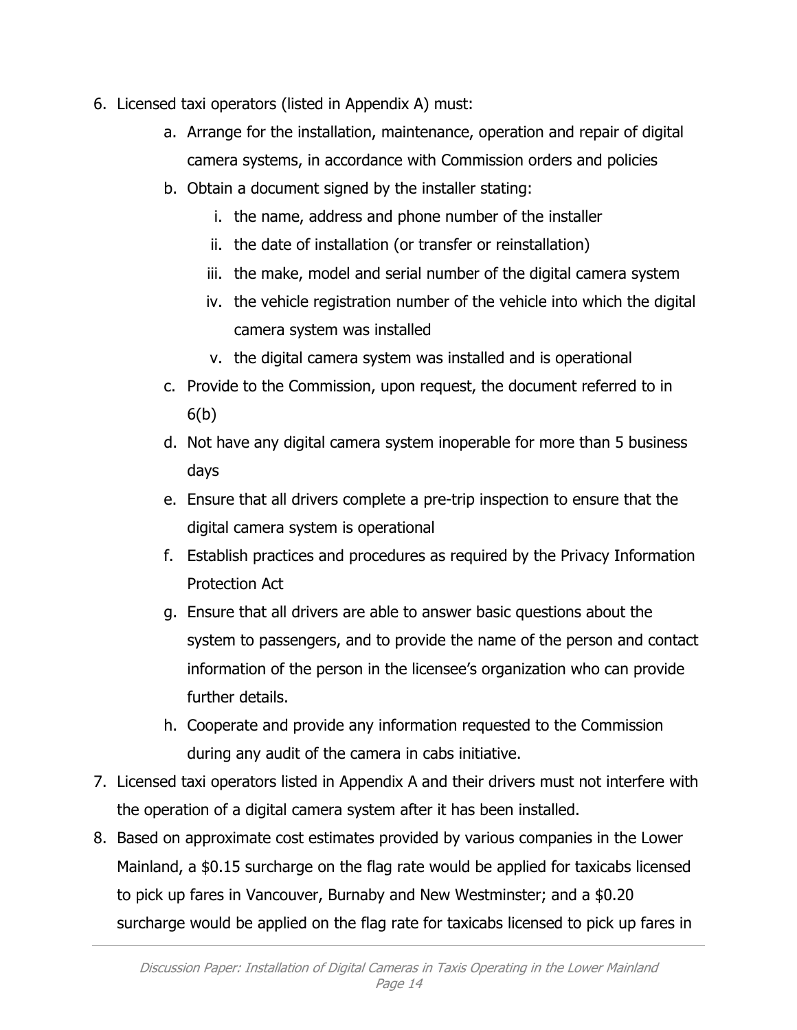6. Licensed taxi operators (listed in Appendix A) must:
    a. Arrange for the installation, maintenance, operation and repair of digital camera systems, in accordance with Commission orders and policies
    b. Obtain a document signed by the installer stating:
        i. the name, address and phone number of the installer
        ii. the date of installation (or transfer or reinstallation)
        iii. the make, model and serial number of the digital camera system
        iv. the vehicle registration number of the vehicle into which the digital camera system was installed
        v. the digital camera system was installed and is operational
    c. Provide to the Commission, upon request, the document referred to in 6(b)
    d. Not have any digital camera system inoperable for more than 5 business days
    e. Ensure that all drivers complete a pre-trip inspection to ensure that the digital camera system is operational
    f. Establish practices and procedures as required by the Privacy Information Protection Act
    g. Ensure that all drivers are able to answer basic questions about the system to passengers, and to provide the name of the person and contact information of the person in the licensee's organization who can provide further details.
    h. Cooperate and provide any information requested to the Commission during any audit of the camera in cabs initiative.
7. Licensed taxi operators listed in Appendix A and their drivers must not interfere with the operation of a digital camera system after it has been installed.
8. Based on approximate cost estimates provided by various companies in the Lower Mainland, a $0.15 surcharge on the flag rate would be applied for taxicabs licensed to pick up fares in Vancouver, Burnaby and New Westminster; and a $0.20 surcharge would be applied on the flag rate for taxicabs licensed to pick up fares in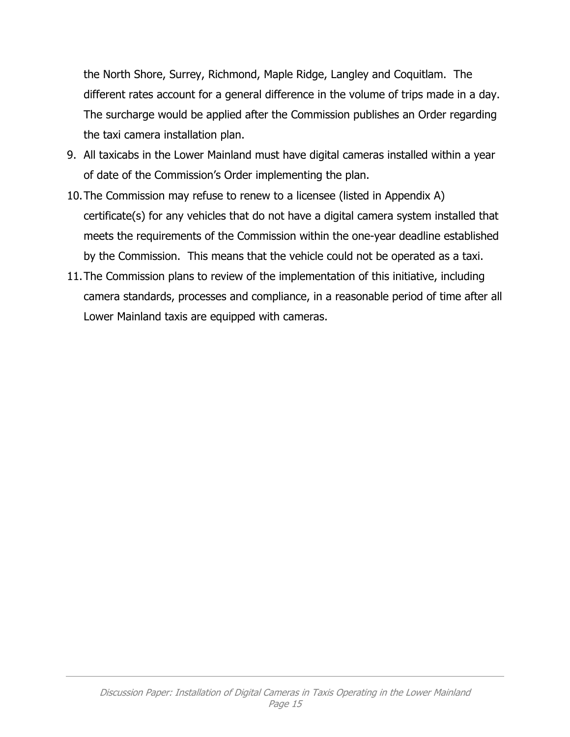the North Shore, Surrey, Richmond, Maple Ridge, Langley and Coquitlam. The different rates account for a general difference in the volume of trips made in a day. The surcharge would be applied after the Commission publishes an Order regarding the taxi camera installation plan.

9. All taxicabs in the Lower Mainland must have digital cameras installed within a year of date of the Commission's Order implementing the plan.
10. The Commission may refuse to renew to a licensee (listed in Appendix A) certificate(s) for any vehicles that do not have a digital camera system installed that meets the requirements of the Commission within the one-year deadline established by the Commission. This means that the vehicle could not be operated as a taxi.
11. The Commission plans to review of the implementation of this initiative, including camera standards, processes and compliance, in a reasonable period of time after all Lower Mainland taxis are equipped with cameras.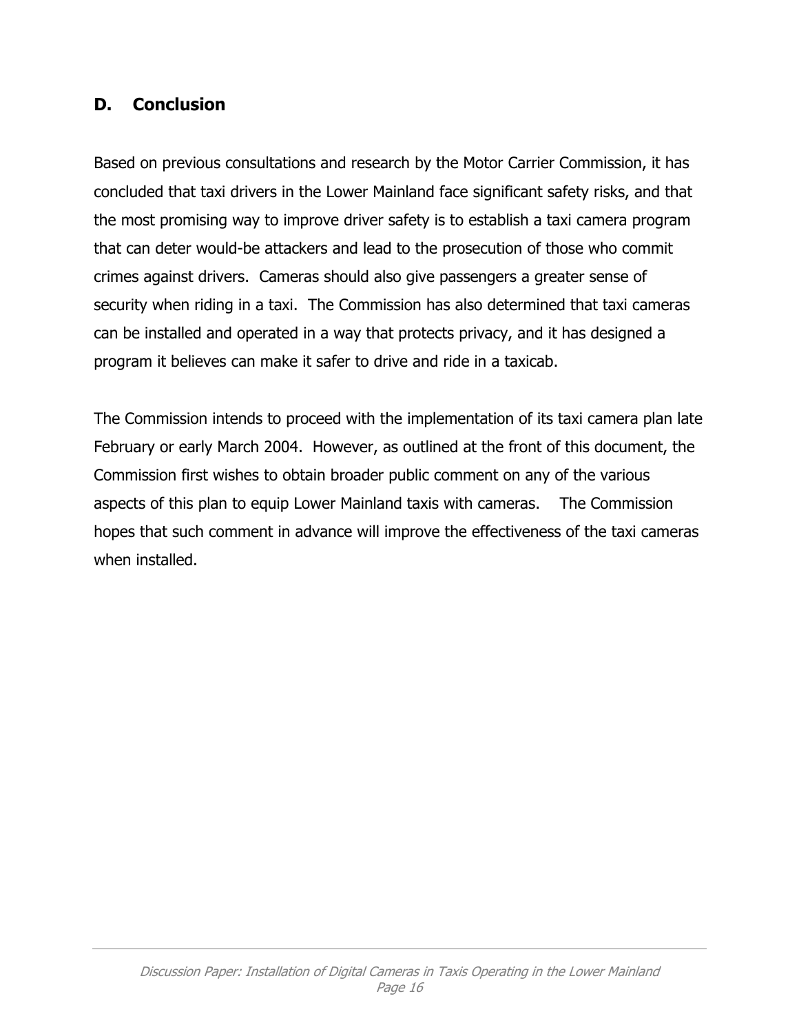## D. Conclusion

Based on previous consultations and research by the Motor Carrier Commission, it has concluded that taxi drivers in the Lower Mainland face significant safety risks, and that the most promising way to improve driver safety is to establish a taxi camera program that can deter would-be attackers and lead to the prosecution of those who commit crimes against drivers. Cameras should also give passengers a greater sense of security when riding in a taxi. The Commission has also determined that taxi cameras can be installed and operated in a way that protects privacy, and it has designed a program it believes can make it safer to drive and ride in a taxicab.

The Commission intends to proceed with the implementation of its taxi camera plan late February or early March 2004. However, as outlined at the front of this document, the Commission first wishes to obtain broader public comment on any of the various aspects of this plan to equip Lower Mainland taxis with cameras. The Commission hopes that such comment in advance will improve the effectiveness of the taxi cameras when installed.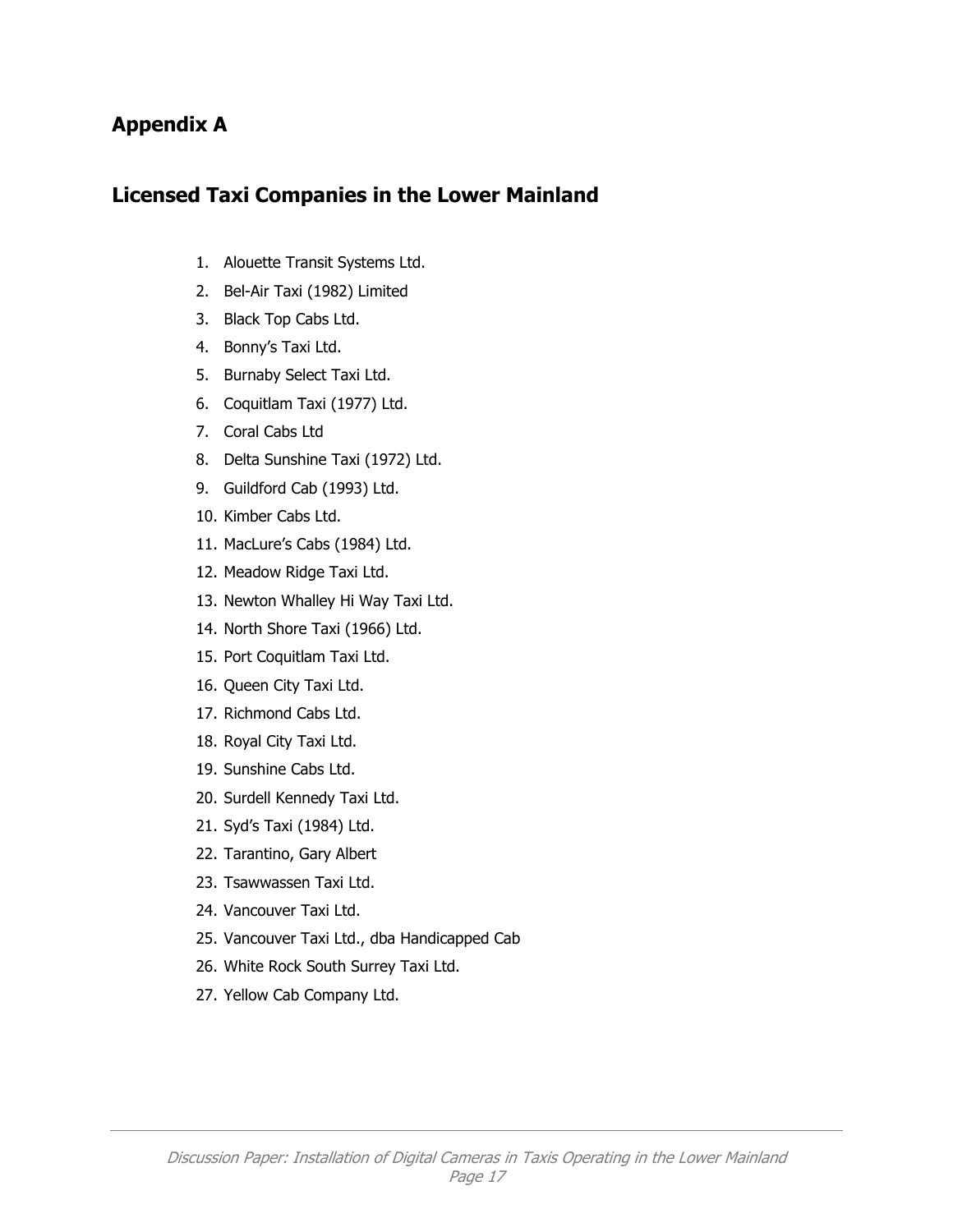## Appendix A

## Licensed Taxi Companies in the Lower Mainland

1. Alouette Transit Systems Ltd.
2. Bel-Air Taxi (1982) Limited
3. Black Top Cabs Ltd.
4. Bonny's Taxi Ltd.
5. Burnaby Select Taxi Ltd.
6. Coquitlam Taxi (1977) Ltd.
7. Coral Cabs Ltd
8. Delta Sunshine Taxi (1972) Ltd.
9. Guildford Cab (1993) Ltd.
10. Kimber Cabs Ltd.
11. MacLure's Cabs (1984) Ltd.
12. Meadow Ridge Taxi Ltd.
13. Newton Whalley Hi Way Taxi Ltd.
14. North Shore Taxi (1966) Ltd.
15. Port Coquitlam Taxi Ltd.
16. Queen City Taxi Ltd.
17. Richmond Cabs Ltd.
18. Royal City Taxi Ltd.
19. Sunshine Cabs Ltd.
20. Surdell Kennedy Taxi Ltd.
21. Syd's Taxi (1984) Ltd.
22. Tarantino, Gary Albert
23. Tsawwassen Taxi Ltd.
24. Vancouver Taxi Ltd.
25. Vancouver Taxi Ltd., dba Handicapped Cab
26. White Rock South Surrey Taxi Ltd.
27. Yellow Cab Company Ltd.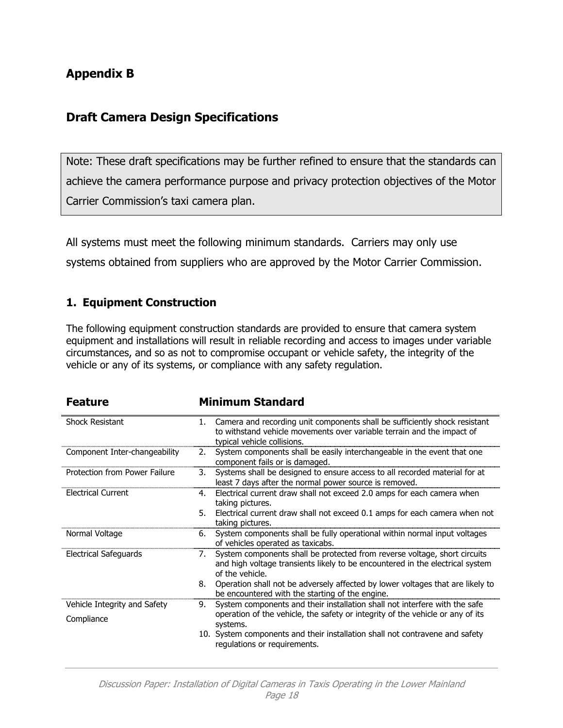## Appendix B

## Draft Camera Design Specifications

Note: These draft specifications may be further refined to ensure that the standards can achieve the camera performance purpose and privacy protection objectives of the Motor Carrier Commission's taxi camera plan.

All systems must meet the following minimum standards. Carriers may only use systems obtained from suppliers who are approved by the Motor Carrier Commission.

### 1. Equipment Construction

The following equipment construction standards are provided to ensure that camera system equipment and installations will result in reliable recording and access to images under variable circumstances, and so as not to compromise occupant or vehicle safety, the integrity of the vehicle or any of its systems, or compliance with any safety regulation.

| Feature | Minimum Standard |
|---|---|
| Shock Resistant | 1. Camera and recording unit components shall be sufficiently shock resistant to withstand vehicle movements over variable terrain and the impact of typical vehicle collisions. |
| Component Inter-changeability | 2. System components shall be easily interchangeable in the event that one component fails or is damaged. |
| Protection from Power Failure | 3. Systems shall be designed to ensure access to all recorded material for at least 7 days after the normal power source is removed. |
| Electrical Current | 4. Electrical current draw shall not exceed 2.0 amps for each camera when taking pictures.<br>5. Electrical current draw shall not exceed 0.1 amps for each camera when not taking pictures. |
| Normal Voltage | 6. System components shall be fully operational within normal input voltages of vehicles operated as taxicabs. |
| Electrical Safeguards | 7. System components shall be protected from reverse voltage, short circuits and high voltage transients likely to be encountered in the electrical system of the vehicle.<br>8. Operation shall not be adversely affected by lower voltages that are likely to be encountered with the starting of the engine. |
| Vehicle Integrity and Safety Compliance | 9. System components and their installation shall not interfere with the safe operation of the vehicle, the safety or integrity of the vehicle or any of its systems.<br>10. System components and their installation shall not contravene and safety regulations or requirements. |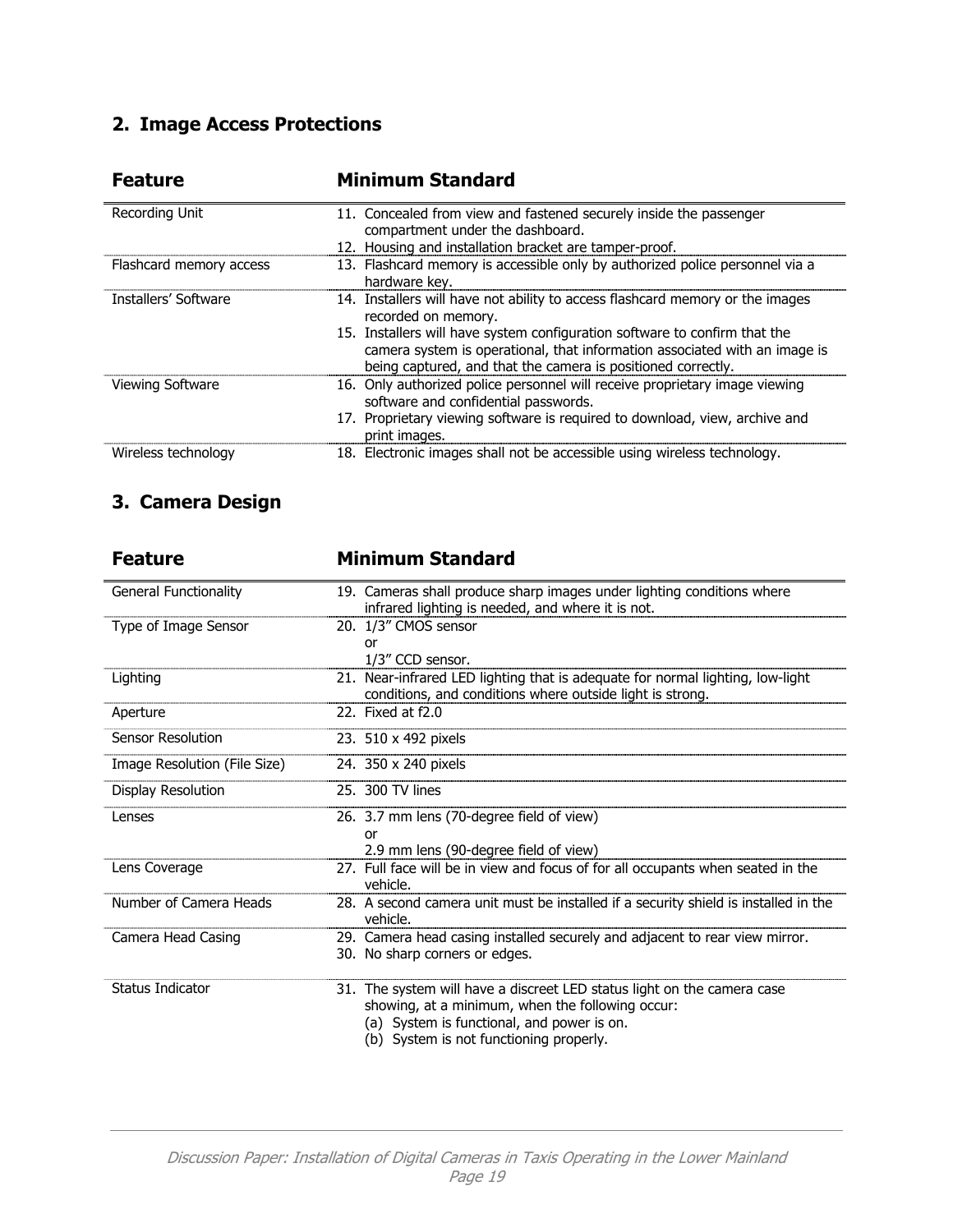## 2. Image Access Protections

| Feature | Minimum Standard |
|---|---|
| Recording Unit | 11. Concealed from view and fastened securely inside the passenger compartment under the dashboard.<br>12. Housing and installation bracket are tamper-proof. |
| Flashcard memory access | 13. Flashcard memory is accessible only by authorized police personnel via a hardware key. |
| Installers' Software | 14. Installers will have not ability to access flashcard memory or the images recorded on memory.<br>15. Installers will have system configuration software to confirm that the camera system is operational, that information associated with an image is being captured, and that the camera is positioned correctly. |
| Viewing Software | 16. Only authorized police personnel will receive proprietary image viewing software and confidential passwords.<br>17. Proprietary viewing software is required to download, view, archive and print images. |
| Wireless technology | 18. Electronic images shall not be accessible using wireless technology. |

## 3. Camera Design

| Feature | Minimum Standard |
|---|---|
| General Functionality | 19. Cameras shall produce sharp images under lighting conditions where infrared lighting is needed, and where it is not. |
| Type of Image Sensor | 20. 1/3" CMOS sensor<br>or<br>1/3" CCD sensor. |
| Lighting | 21. Near-infrared LED lighting that is adequate for normal lighting, low-light conditions, and conditions where outside light is strong. |
| Aperture | 22. Fixed at f2.0 |
| Sensor Resolution | 23. 510 x 492 pixels |
| Image Resolution (File Size) | 24. 350 x 240 pixels |
| Display Resolution | 25. 300 TV lines |
| Lenses | 26. 3.7 mm lens (70-degree field of view)<br>or<br>2.9 mm lens (90-degree field of view) |
| Lens Coverage | 27. Full face will be in view and focus of for all occupants when seated in the vehicle. |
| Number of Camera Heads | 28. A second camera unit must be installed if a security shield is installed in the vehicle. |
| Camera Head Casing | 29. Camera head casing installed securely and adjacent to rear view mirror.<br>30. No sharp corners or edges. |
| Status Indicator | 31. The system will have a discreet LED status light on the camera case showing, at a minimum, when the following occur:<br>(a) System is functional, and power is on.<br>(b) System is not functioning properly. |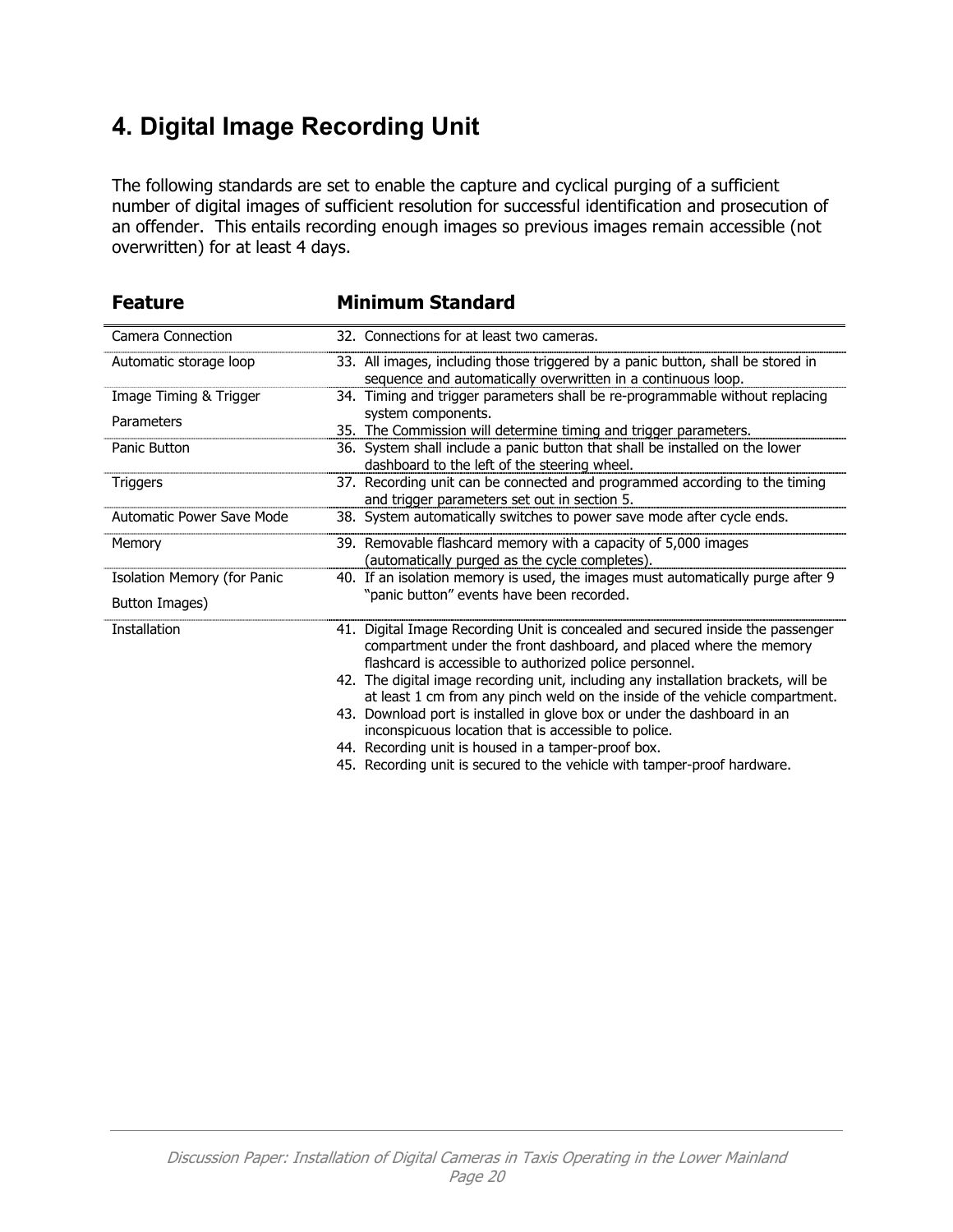# 4. Digital Image Recording Unit

The following standards are set to enable the capture and cyclical purging of a sufficient number of digital images of sufficient resolution for successful identification and prosecution of an offender. This entails recording enough images so previous images remain accessible (not overwritten) for at least 4 days.

| Feature | Minimum Standard |
|---|---|
| Camera Connection | 32. Connections for at least two cameras. |
| Automatic storage loop | 33. All images, including those triggered by a panic button, shall be stored in sequence and automatically overwritten in a continuous loop. |
| Image Timing & Trigger Parameters | 34. Timing and trigger parameters shall be re-programmable without replacing system components.<br>35. The Commission will determine timing and trigger parameters. |
| Panic Button | 36. System shall include a panic button that shall be installed on the lower dashboard to the left of the steering wheel. |
| Triggers | 37. Recording unit can be connected and programmed according to the timing and trigger parameters set out in section 5. |
| Automatic Power Save Mode | 38. System automatically switches to power save mode after cycle ends. |
| Memory | 39. Removable flashcard memory with a capacity of 5,000 images (automatically purged as the cycle completes). |
| Isolation Memory (for Panic Button Images) | 40. If an isolation memory is used, the images must automatically purge after 9 "panic button" events have been recorded. |
| Installation | 41. Digital Image Recording Unit is concealed and secured inside the passenger compartment under the front dashboard, and placed where the memory flashcard is accessible to authorized police personnel.<br>42. The digital image recording unit, including any installation brackets, will be at least 1 cm from any pinch weld on the inside of the vehicle compartment.<br>43. Download port is installed in glove box or under the dashboard in an inconspicuous location that is accessible to police.<br>44. Recording unit is housed in a tamper-proof box.<br>45. Recording unit is secured to the vehicle with tamper-proof hardware. |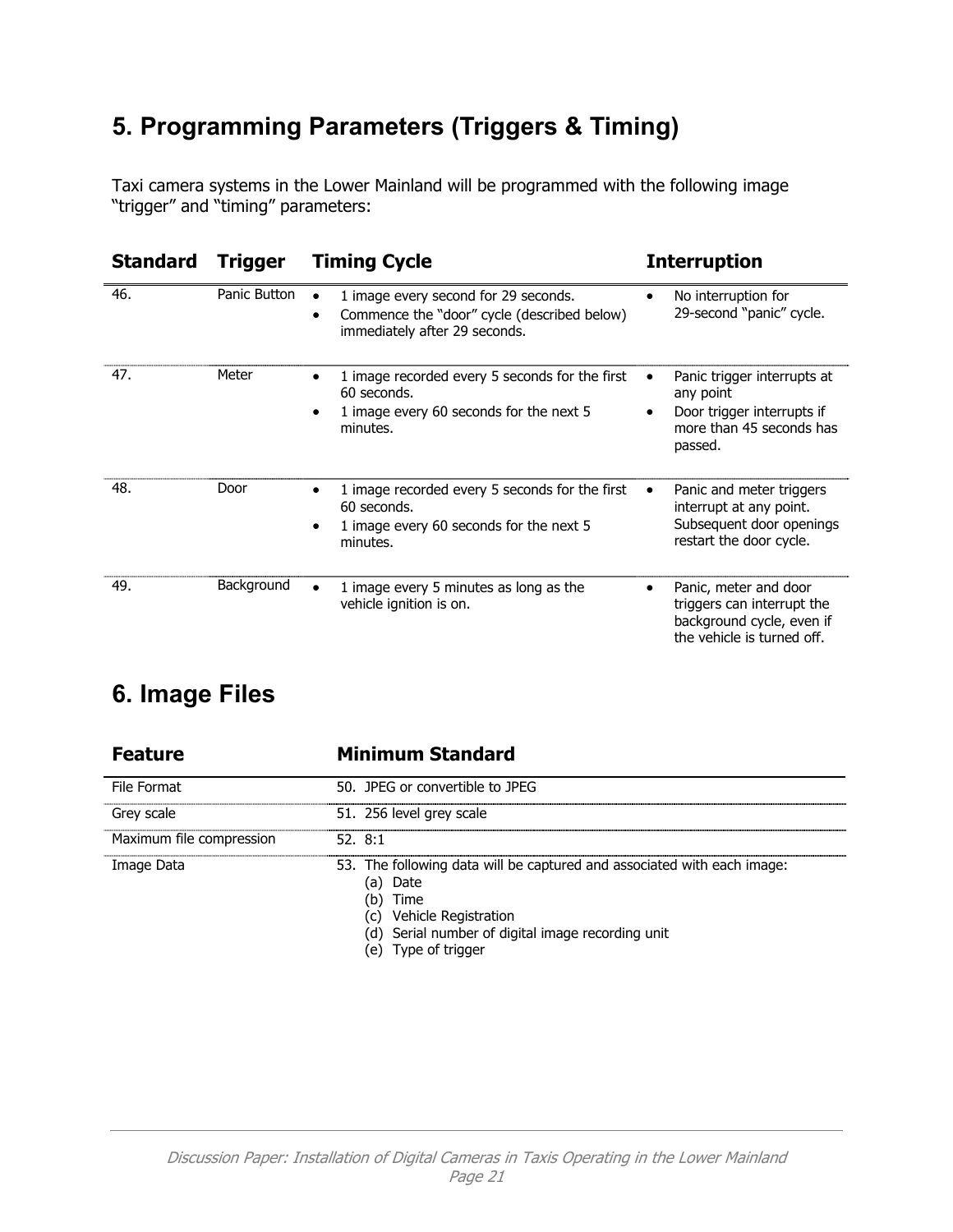## 5. Programming Parameters (Triggers & Timing)

Taxi camera systems in the Lower Mainland will be programmed with the following image "trigger" and "timing" parameters:

| Standard | Trigger | Timing Cycle | Interruption |
|---|---|---|---|
| 46. | Panic Button | • 1 image every second for 29 seconds.<br>• Commence the "door" cycle (described below) immediately after 29 seconds. | • No interruption for 29-second "panic" cycle. |
| 47. | Meter | • 1 image recorded every 5 seconds for the first 60 seconds.<br>• 1 image every 60 seconds for the next 5 minutes. | • Panic trigger interrupts at any point<br>• Door trigger interrupts if more than 45 seconds has passed. |
| 48. | Door | • 1 image recorded every 5 seconds for the first 60 seconds.<br>• 1 image every 60 seconds for the next 5 minutes. | • Panic and meter triggers interrupt at any point. Subsequent door openings restart the door cycle. |
| 49. | Background | • 1 image every 5 minutes as long as the vehicle ignition is on. | • Panic, meter and door triggers can interrupt the background cycle, even if the vehicle is turned off. |

## 6. Image Files

| Feature | Minimum Standard |
|---|---|
| File Format | 50. JPEG or convertible to JPEG |
| Grey scale | 51. 256 level grey scale |
| Maximum file compression | 52. 8:1 |
| Image Data | 53. The following data will be captured and associated with each image:<br>(a) Date<br>(b) Time<br>(c) Vehicle Registration<br>(d) Serial number of digital image recording unit<br>(e) Type of trigger |